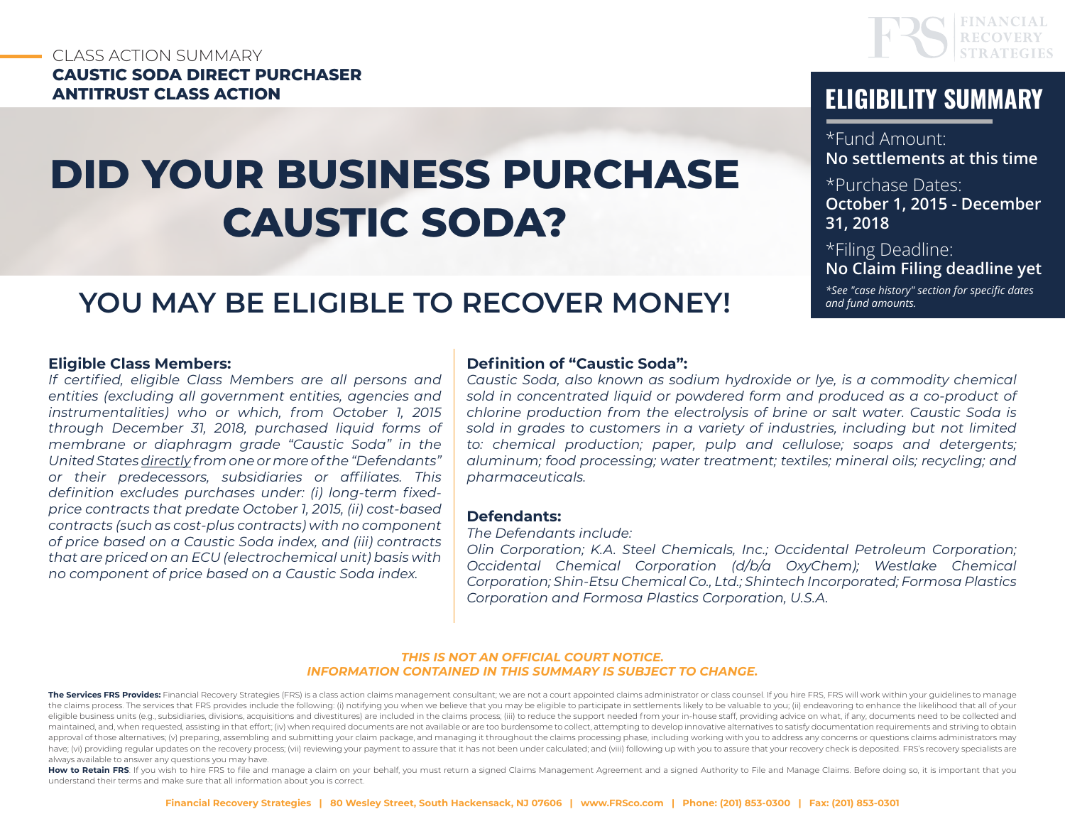CLASS ACTION SUMMARY

**CAUSTIC SODA DIRECT PURCHASER ANTITRUST CLASS ACTION**

# DID YOUR BUSINESS PURCHASE CAUSTIC SODA?

## YOU MAY BE ELIGIBLE TO RECOVER MONEY!

## ELIGIBILITY SUMMARY

*Fund Amount:
**No settlements at this time**

*Purchase Dates:
**October 1, 2015 - December 31, 2018**

*Filing Deadline:
**No Claim Filing deadline yet**

*\*See "case history" section for specific dates and fund amounts.*

### Eligible Class Members:

*If certified, eligible Class Members are all persons and entities (excluding all government entities, agencies and instrumentalities) who or which, from October 1, 2015 through December 31, 2018, purchased liquid forms of membrane or diaphragm grade "Caustic Soda" in the United States directly from one or more of the "Defendants" or their predecessors, subsidiaries or affiliates. This definition excludes purchases under: (i) long-term fixed-price contracts that predate October 1, 2015, (ii) cost-based contracts (such as cost-plus contracts) with no component of price based on a Caustic Soda index, and (iii) contracts that are priced on an ECU (electrochemical unit) basis with no component of price based on a Caustic Soda index.*

### Definition of "Caustic Soda":

*Caustic Soda, also known as sodium hydroxide or lye, is a commodity chemical sold in concentrated liquid or powdered form and produced as a co-product of chlorine production from the electrolysis of brine or salt water. Caustic Soda is sold in grades to customers in a variety of industries, including but not limited to: chemical production; paper, pulp and cellulose; soaps and detergents; aluminum; food processing; water treatment; textiles; mineral oils; recycling; and pharmaceuticals.*

### Defendants:

*The Defendants include:*
*Olin Corporation; K.A. Steel Chemicals, Inc.; Occidental Petroleum Corporation; Occidental Chemical Corporation (d/b/a OxyChem); Westlake Chemical Corporation; Shin-Etsu Chemical Co., Ltd.; Shintech Incorporated; Formosa Plastics Corporation and Formosa Plastics Corporation, U.S.A.*

***THIS IS NOT AN OFFICIAL COURT NOTICE.***
***INFORMATION CONTAINED IN THIS SUMMARY IS SUBJECT TO CHANGE.***

**The Services FRS Provides:** Financial Recovery Strategies (FRS) is a class action claims management consultant; we are not a court appointed claims administrator or class counsel. If you hire FRS, FRS will work within your guidelines to manage the claims process. The services that FRS provides include the following: (i) notifying you when we believe that you may be eligible to participate in settlements likely to be valuable to you; (ii) endeavoring to enhance the likelihood that all of your eligible business units (e.g., subsidiaries, divisions, acquisitions and divestitures) are included in the claims process; (iii) to reduce the support needed from your in-house staff, providing advice on what, if any, documents need to be collected and maintained, and, when requested, assisting in that effort; (iv) when required documents are not available or are too burdensome to collect, attempting to develop innovative alternatives to satisfy documentation requirements and striving to obtain approval of those alternatives; (v) preparing, assembling and submitting your claim package, and managing it throughout the claims processing phase, including working with you to address any concerns or questions claims administrators may have; (vi) providing regular updates on the recovery process; (vii) reviewing your payment to assure that it has not been under calculated; and (viii) following up with you to assure that your recovery check is deposited. FRS's recovery specialists are always available to answer any questions you may have.

**How to Retain FRS**: If you wish to hire FRS to file and manage a claim on your behalf, you must return a signed Claims Management Agreement and a signed Authority to File and Manage Claims. Before doing so, it is important that you understand their terms and make sure that all information about you is correct.

Financial Recovery Strategies | 80 Wesley Street, South Hackensack, NJ 07606 | www.FRSco.com | Phone: (201) 853-0300 | Fax: (201) 853-0301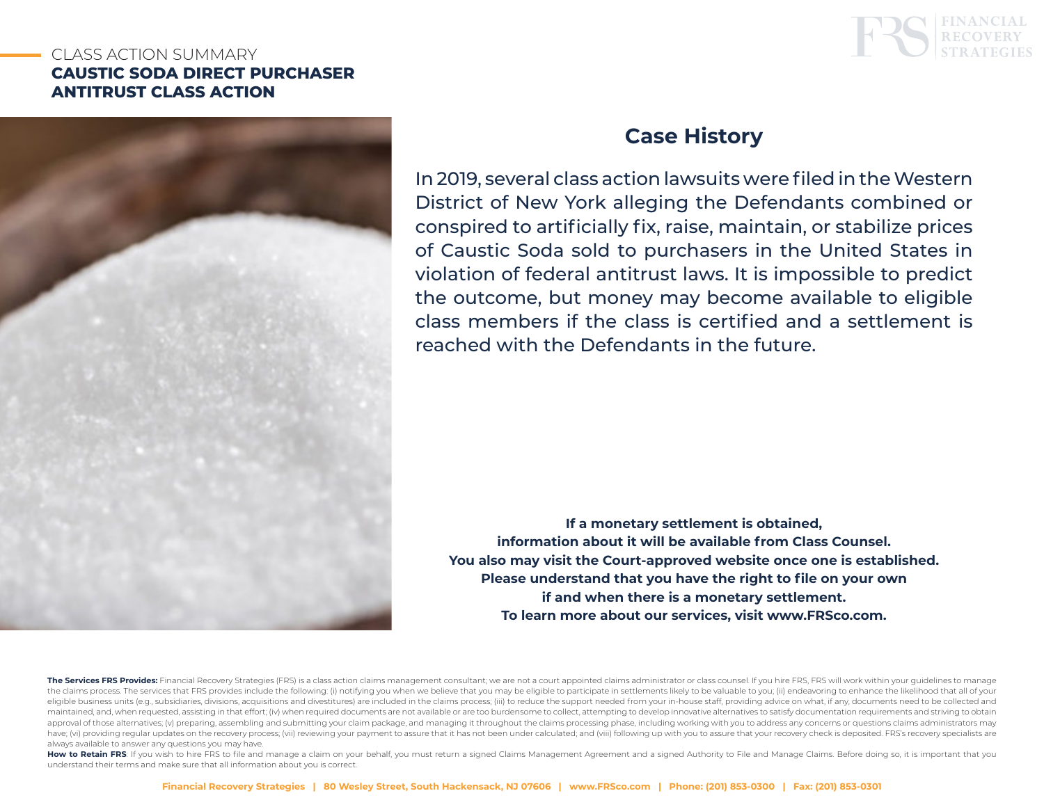CLASS ACTION SUMMARY

**CAUSTIC SODA DIRECT PURCHASER ANTITRUST CLASS ACTION**

## Case History

In 2019, several class action lawsuits were filed in the Western District of New York alleging the Defendants combined or conspired to artificially fix, raise, maintain, or stabilize prices of Caustic Soda sold to purchasers in the United States in violation of federal antitrust laws. It is impossible to predict the outcome, but money may become available to eligible class members if the class is certified and a settlement is reached with the Defendants in the future.

**If a monetary settlement is obtained,**
**information about it will be available from Class Counsel.**
**You also may visit the Court-approved website once one is established.**
**Please understand that you have the right to file on your own**
**if and when there is a monetary settlement.**
**To learn more about our services, visit www.FRSco.com.**

**The Services FRS Provides:** Financial Recovery Strategies (FRS) is a class action claims management consultant; we are not a court appointed claims administrator or class counsel. If you hire FRS, FRS will work within your guidelines to manage the claims process. The services that FRS provides include the following: (i) notifying you when we believe that you may be eligible to participate in settlements likely to be valuable to you; (ii) endeavoring to enhance the likelihood that all of your eligible business units (e.g., subsidiaries, divisions, acquisitions and divestitures) are included in the claims process; (iii) to reduce the support needed from your in-house staff, providing advice on what, if any, documents need to be collected and maintained, and, when requested, assisting in that effort; (iv) when required documents are not available or are too burdensome to collect, attempting to develop innovative alternatives to satisfy documentation requirements and striving to obtain approval of those alternatives; (v) preparing, assembling and submitting your claim package, and managing it throughout the claims processing phase, including working with you to address any concerns or questions claims administrators may have; (vi) providing regular updates on the recovery process; (vii) reviewing your payment to assure that it has not been under calculated; and (viii) following up with you to assure that your recovery check is deposited. FRS's recovery specialists are always available to answer any questions you may have.

**How to Retain FRS**: If you wish to hire FRS to file and manage a claim on your behalf, you must return a signed Claims Management Agreement and a signed Authority to File and Manage Claims. Before doing so, it is important that you understand their terms and make sure that all information about you is correct.

**Financial Recovery Strategies | 80 Wesley Street, South Hackensack, NJ 07606 | www.FRSco.com | Phone: (201) 853-0300 | Fax: (201) 853-0301**